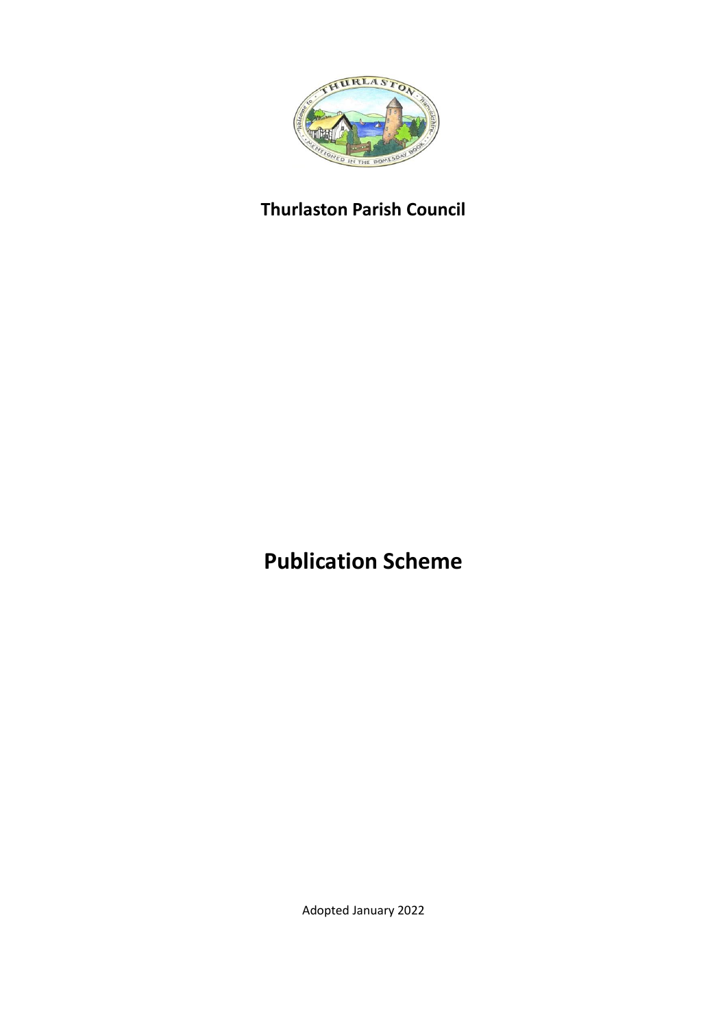**Thurlaston Parish Council**

# Publication Scheme

Adopted January 2022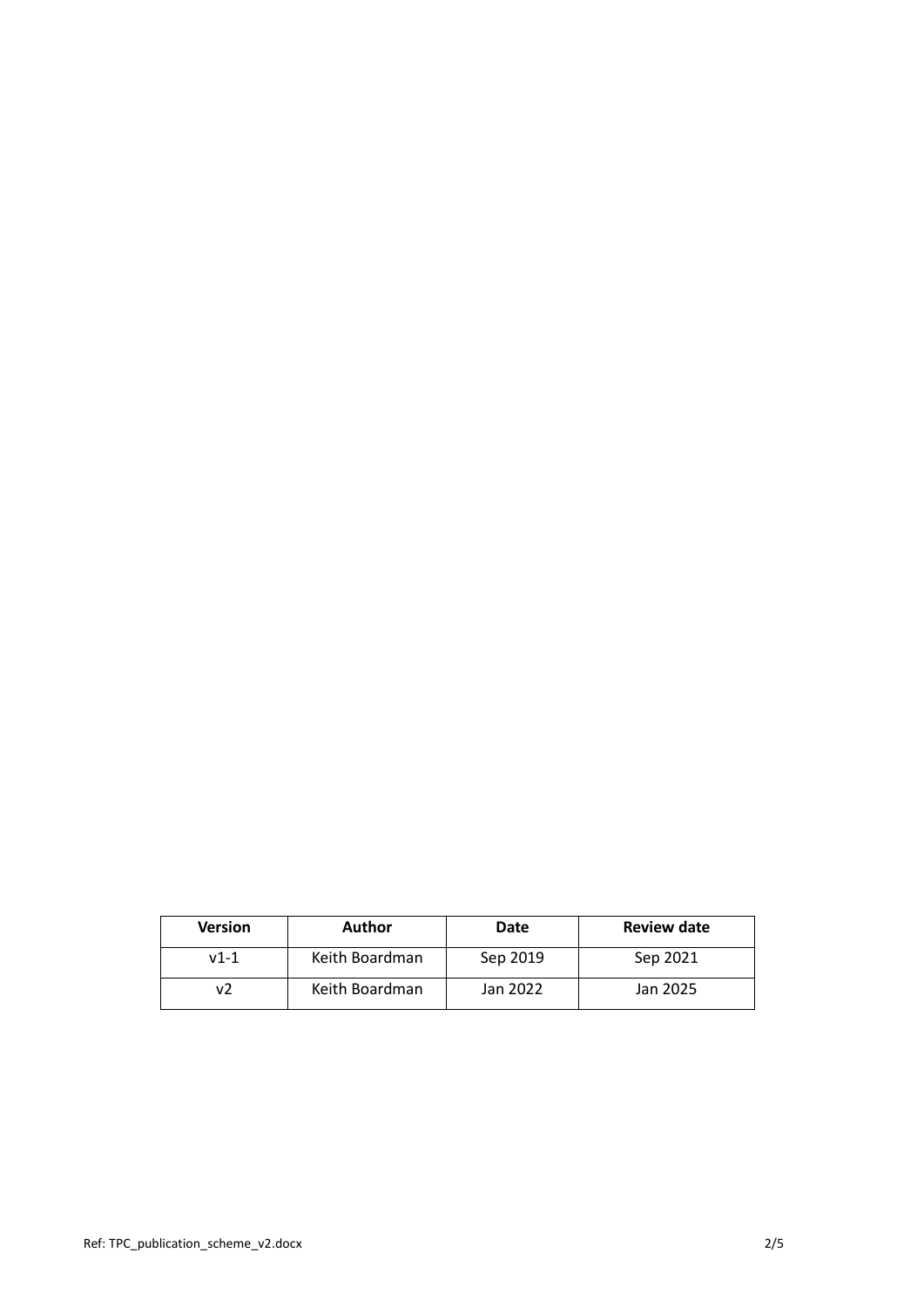| Version | Author | Date | Review date |
|---|---|---|---|
| v1-1 | Keith Boardman | Sep 2019 | Sep 2021 |
| v2 | Keith Boardman | Jan 2022 | Jan 2025 |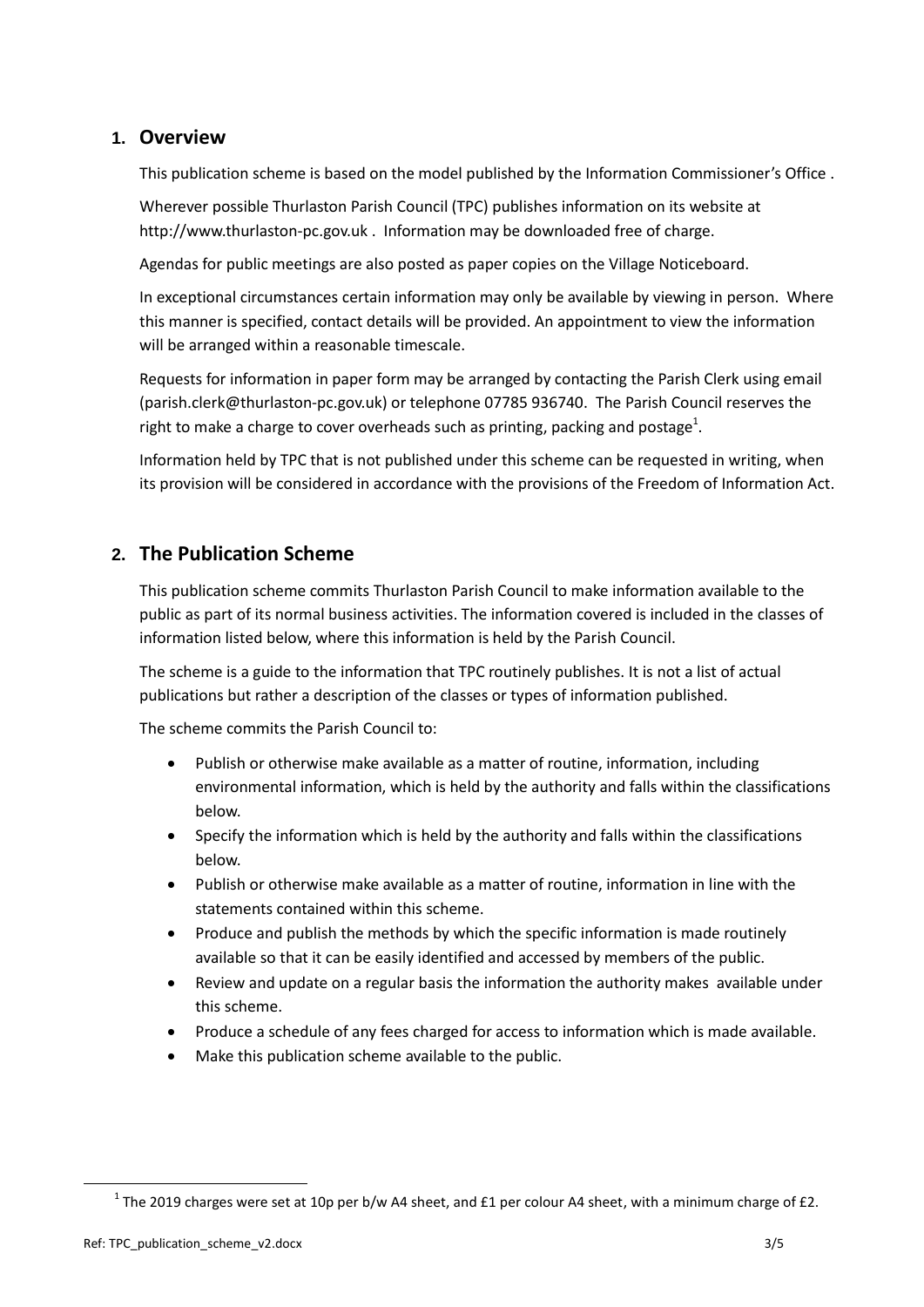## 1. Overview

This publication scheme is based on the model published by the Information Commissioner's Office .

Wherever possible Thurlaston Parish Council (TPC) publishes information on its website at http://www.thurlaston-pc.gov.uk . Information may be downloaded free of charge.

Agendas for public meetings are also posted as paper copies on the Village Noticeboard.

In exceptional circumstances certain information may only be available by viewing in person. Where this manner is specified, contact details will be provided. An appointment to view the information will be arranged within a reasonable timescale.

Requests for information in paper form may be arranged by contacting the Parish Clerk using email (parish.clerk@thurlaston-pc.gov.uk) or telephone 07785 936740. The Parish Council reserves the right to make a charge to cover overheads such as printing, packing and postage[1].

Information held by TPC that is not published under this scheme can be requested in writing, when its provision will be considered in accordance with the provisions of the Freedom of Information Act.

## 2. The Publication Scheme

This publication scheme commits Thurlaston Parish Council to make information available to the public as part of its normal business activities. The information covered is included in the classes of information listed below, where this information is held by the Parish Council.

The scheme is a guide to the information that TPC routinely publishes. It is not a list of actual publications but rather a description of the classes or types of information published.

The scheme commits the Parish Council to:

- Publish or otherwise make available as a matter of routine, information, including environmental information, which is held by the authority and falls within the classifications below.
- Specify the information which is held by the authority and falls within the classifications below.
- Publish or otherwise make available as a matter of routine, information in line with the statements contained within this scheme.
- Produce and publish the methods by which the specific information is made routinely available so that it can be easily identified and accessed by members of the public.
- Review and update on a regular basis the information the authority makes available under this scheme.
- Produce a schedule of any fees charged for access to information which is made available.
- Make this publication scheme available to the public.

[1] The 2019 charges were set at 10p per b/w A4 sheet, and £1 per colour A4 sheet, with a minimum charge of £2.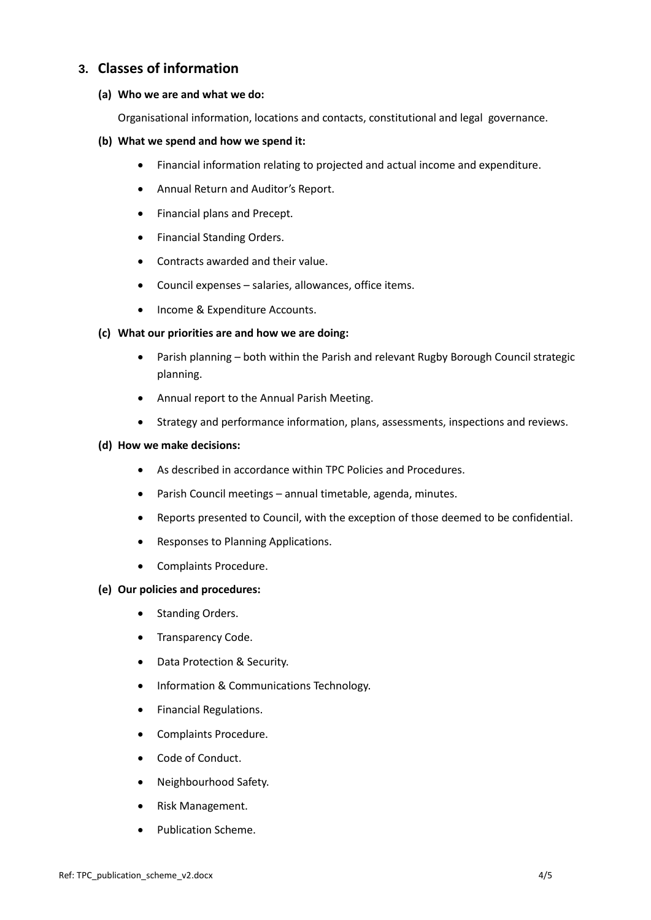## 3. Classes of information

**(a) Who we are and what we do:**

Organisational information, locations and contacts, constitutional and legal governance.

**(b) What we spend and how we spend it:**

- Financial information relating to projected and actual income and expenditure.
- Annual Return and Auditor's Report.
- Financial plans and Precept.
- Financial Standing Orders.
- Contracts awarded and their value.
- Council expenses – salaries, allowances, office items.
- Income & Expenditure Accounts.

**(c) What our priorities are and how we are doing:**

- Parish planning – both within the Parish and relevant Rugby Borough Council strategic planning.
- Annual report to the Annual Parish Meeting.
- Strategy and performance information, plans, assessments, inspections and reviews.

**(d) How we make decisions:**

- As described in accordance within TPC Policies and Procedures.
- Parish Council meetings – annual timetable, agenda, minutes.
- Reports presented to Council, with the exception of those deemed to be confidential.
- Responses to Planning Applications.
- Complaints Procedure.

**(e) Our policies and procedures:**

- Standing Orders.
- Transparency Code.
- Data Protection & Security.
- Information & Communications Technology.
- Financial Regulations.
- Complaints Procedure.
- Code of Conduct.
- Neighbourhood Safety.
- Risk Management.
- Publication Scheme.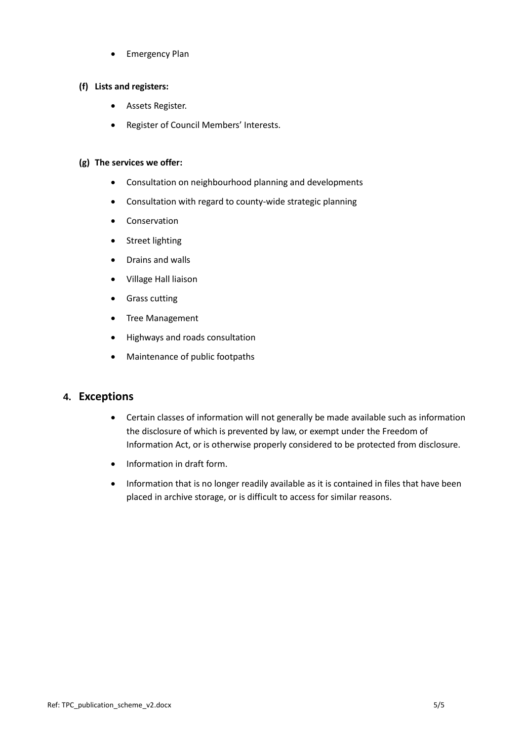- Emergency Plan

**(f) Lists and registers:**

- Assets Register.
- Register of Council Members' Interests.

**(g) The services we offer:**

- Consultation on neighbourhood planning and developments
- Consultation with regard to county-wide strategic planning
- Conservation
- Street lighting
- Drains and walls
- Village Hall liaison
- Grass cutting
- Tree Management
- Highways and roads consultation
- Maintenance of public footpaths

## 4. Exceptions

- Certain classes of information will not generally be made available such as information the disclosure of which is prevented by law, or exempt under the Freedom of Information Act, or is otherwise properly considered to be protected from disclosure.
- Information in draft form.
- Information that is no longer readily available as it is contained in files that have been placed in archive storage, or is difficult to access for similar reasons.